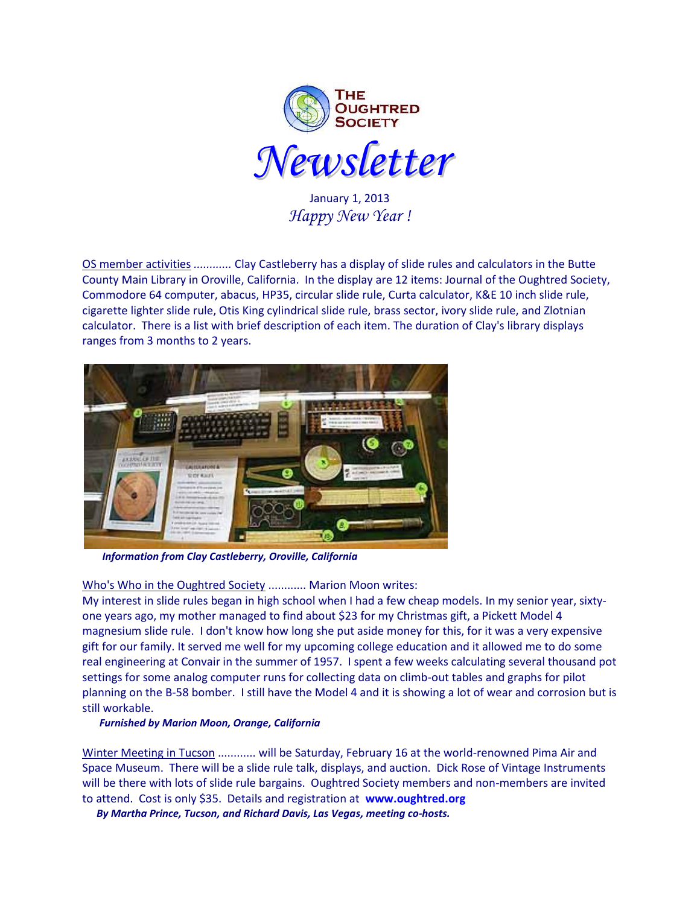# The Oughtred Society

# Newsletter

January 1, 2013

*Happy New Year !*

OS member activities ............ Clay Castleberry has a display of slide rules and calculators in the Butte County Main Library in Oroville, California. In the display are 12 items: Journal of the Oughtred Society, Commodore 64 computer, abacus, HP35, circular slide rule, Curta calculator, K&E 10 inch slide rule, cigarette lighter slide rule, Otis King cylindrical slide rule, brass sector, ivory slide rule, and Zlotnian calculator. There is a list with brief description of each item. The duration of Clay's library displays ranges from 3 months to 2 years.

***Information from Clay Castleberry, Oroville, California***

Who's Who in the Oughtred Society ............ Marion Moon writes:
My interest in slide rules began in high school when I had a few cheap models. In my senior year, sixty-one years ago, my mother managed to find about $23 for my Christmas gift, a Pickett Model 4 magnesium slide rule. I don't know how long she put aside money for this, for it was a very expensive gift for our family. It served me well for my upcoming college education and it allowed me to do some real engineering at Convair in the summer of 1957. I spent a few weeks calculating several thousand pot settings for some analog computer runs for collecting data on climb-out tables and graphs for pilot planning on the B-58 bomber. I still have the Model 4 and it is showing a lot of wear and corrosion but is still workable.

***Furnished by Marion Moon, Orange, California***

Winter Meeting in Tucson ........... will be Saturday, February 16 at the world-renowned Pima Air and Space Museum. There will be a slide rule talk, displays, and auction. Dick Rose of Vintage Instruments will be there with lots of slide rule bargains. Oughtred Society members and non-members are invited to attend. Cost is only $35. Details and registration at **www.oughtred.org**

***By Martha Prince, Tucson, and Richard Davis, Las Vegas, meeting co-hosts.***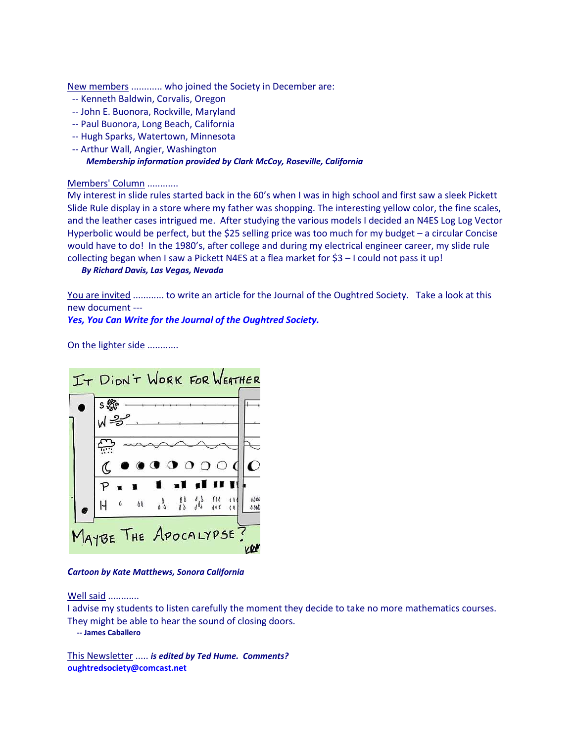New members ........... who joined the Society in December are:

- -- Kenneth Baldwin, Corvalis, Oregon
- -- John E. Buonora, Rockville, Maryland
- -- Paul Buonora, Long Beach, California
- -- Hugh Sparks, Watertown, Minnesota
- -- Arthur Wall, Angier, Washington

***Membership information provided by Clark McCoy, Roseville, California***

Members' Column ...........
My interest in slide rules started back in the 60's when I was in high school and first saw a sleek Pickett Slide Rule display in a store where my father was shopping. The interesting yellow color, the fine scales, and the leather cases intrigued me. After studying the various models I decided an N4ES Log Log Vector Hyperbolic would be perfect, but the $25 selling price was too much for my budget – a circular Concise would have to do! In the 1980's, after college and during my electrical engineer career, my slide rule collecting began when I saw a Pickett N4ES at a flea market for $3 – I could not pass it up!

***By Richard Davis, Las Vegas, Nevada***

You are invited ........... to write an article for the Journal of the Oughtred Society. Take a look at this new document ---
***Yes, You Can Write for the Journal of the Oughtred Society.***

On the lighter side ...........

IT DIDN'T WORK FOR WEATHER

MAYBE THE APOCALYPSE?

***Cartoon by Kate Matthews, Sonora California***

Well said ...........
I advise my students to listen carefully the moment they decide to take no more mathematics courses. They might be able to hear the sound of closing doors.

**-- James Caballero**

This Newsletter ..... ***is edited by Ted Hume. Comments?***
**oughtredsociety@comcast.net**